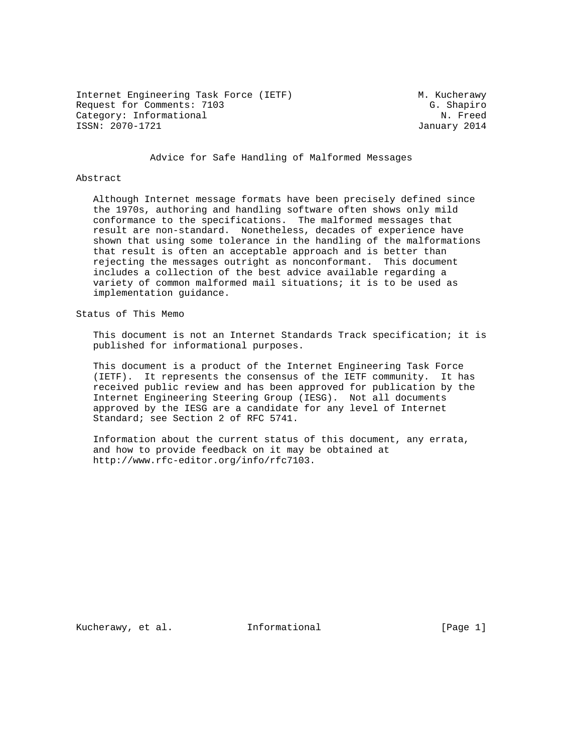Internet Engineering Task Force (IETF)                    M. Kucherawy
Request for Comments: 7103                                  G. Shapiro
Category: Informational                                       N. Freed
ISSN: 2070-1721                                           January 2014

# Advice for Safe Handling of Malformed Messages

## Abstract

Although Internet message formats have been precisely defined since the 1970s, authoring and handling software often shows only mild conformance to the specifications. The malformed messages that result are non-standard. Nonetheless, decades of experience have shown that using some tolerance in the handling of the malformations that result is often an acceptable approach and is better than rejecting the messages outright as nonconformant. This document includes a collection of the best advice available regarding a variety of common malformed mail situations; it is to be used as implementation guidance.

## Status of This Memo

This document is not an Internet Standards Track specification; it is published for informational purposes.

This document is a product of the Internet Engineering Task Force (IETF). It represents the consensus of the IETF community. It has received public review and has been approved for publication by the Internet Engineering Steering Group (IESG). Not all documents approved by the IESG are a candidate for any level of Internet Standard; see Section 2 of RFC 5741.

Information about the current status of this document, any errata, and how to provide feedback on it may be obtained at http://www.rfc-editor.org/info/rfc7103.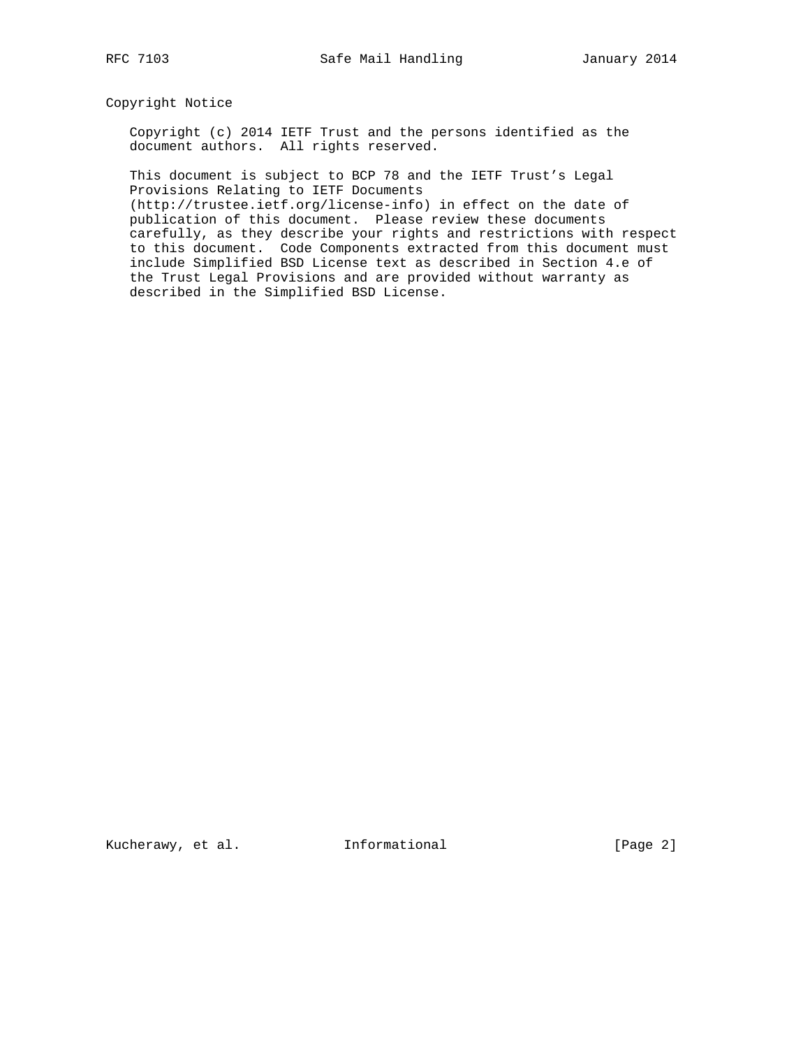## Copyright Notice

Copyright (c) 2014 IETF Trust and the persons identified as the document authors. All rights reserved.

This document is subject to BCP 78 and the IETF Trust's Legal Provisions Relating to IETF Documents (http://trustee.ietf.org/license-info) in effect on the date of publication of this document. Please review these documents carefully, as they describe your rights and restrictions with respect to this document. Code Components extracted from this document must include Simplified BSD License text as described in Section 4.e of the Trust Legal Provisions and are provided without warranty as described in the Simplified BSD License.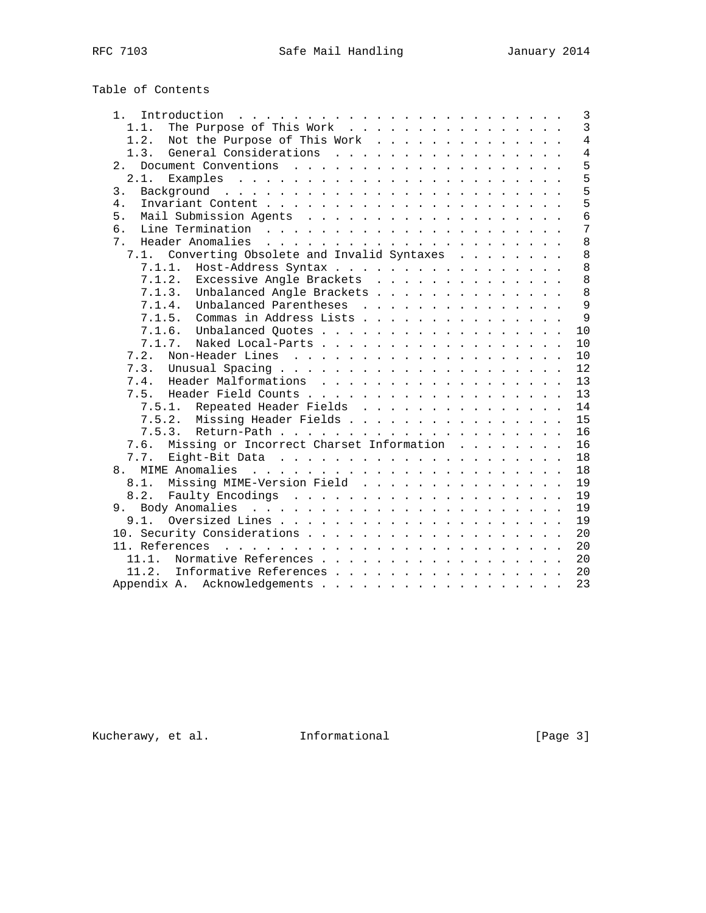## Table of Contents

```
   1.  Introduction . . . . . . . . . . . . . . . . . . . . . . . .   3
     1.1.  The Purpose of This Work . . . . . . . . . . . . . . . .   3
     1.2.  Not the Purpose of This Work . . . . . . . . . . . . . .   4
     1.3.  General Considerations . . . . . . . . . . . . . . . . .   4
   2.  Document Conventions . . . . . . . . . . . . . . . . . . . .   5
     2.1.  Examples . . . . . . . . . . . . . . . . . . . . . . . .   5
   3.  Background . . . . . . . . . . . . . . . . . . . . . . . . .   5
   4.  Invariant Content . . . . . . . . . . . . . . . . . . . . . .   5
   5.  Mail Submission Agents . . . . . . . . . . . . . . . . . . .   6
   6.  Line Termination . . . . . . . . . . . . . . . . . . . . . .   7
   7.  Header Anomalies . . . . . . . . . . . . . . . . . . . . . .   8
     7.1.  Converting Obsolete and Invalid Syntaxes . . . . . . . .   8
       7.1.1.  Host-Address Syntax . . . . . . . . . . . . . . . . .   8
       7.1.2.  Excessive Angle Brackets . . . . . . . . . . . . . .   8
       7.1.3.  Unbalanced Angle Brackets . . . . . . . . . . . . . .   8
       7.1.4.  Unbalanced Parentheses . . . . . . . . . . . . . . .   9
       7.1.5.  Commas in Address Lists . . . . . . . . . . . . . . .   9
       7.1.6.  Unbalanced Quotes . . . . . . . . . . . . . . . . . .  10
       7.1.7.  Naked Local-Parts . . . . . . . . . . . . . . . . . .  10
     7.2.  Non-Header Lines . . . . . . . . . . . . . . . . . . . .  10
     7.3.  Unusual Spacing . . . . . . . . . . . . . . . . . . . . .  12
     7.4.  Header Malformations . . . . . . . . . . . . . . . . . .  13
     7.5.  Header Field Counts . . . . . . . . . . . . . . . . . . .  13
       7.5.1.  Repeated Header Fields . . . . . . . . . . . . . . .  14
       7.5.2.  Missing Header Fields . . . . . . . . . . . . . . . .  15
       7.5.3.  Return-Path . . . . . . . . . . . . . . . . . . . . .  16
     7.6.  Missing or Incorrect Charset Information . . . . . . . .  16
     7.7.  Eight-Bit Data . . . . . . . . . . . . . . . . . . . . .  18
   8.  MIME Anomalies . . . . . . . . . . . . . . . . . . . . . . .  18
     8.1.  Missing MIME-Version Field . . . . . . . . . . . . . . .  19
     8.2.  Faulty Encodings . . . . . . . . . . . . . . . . . . . .  19
   9.  Body Anomalies . . . . . . . . . . . . . . . . . . . . . . .  19
     9.1.  Oversized Lines . . . . . . . . . . . . . . . . . . . . .  19
   10. Security Considerations . . . . . . . . . . . . . . . . . . .  20
   11. References . . . . . . . . . . . . . . . . . . . . . . . . .  20
     11.1.  Normative References . . . . . . . . . . . . . . . . . .  20
     11.2.  Informative References . . . . . . . . . . . . . . . . .  20
   Appendix A.  Acknowledgements . . . . . . . . . . . . . . . . . .  23
```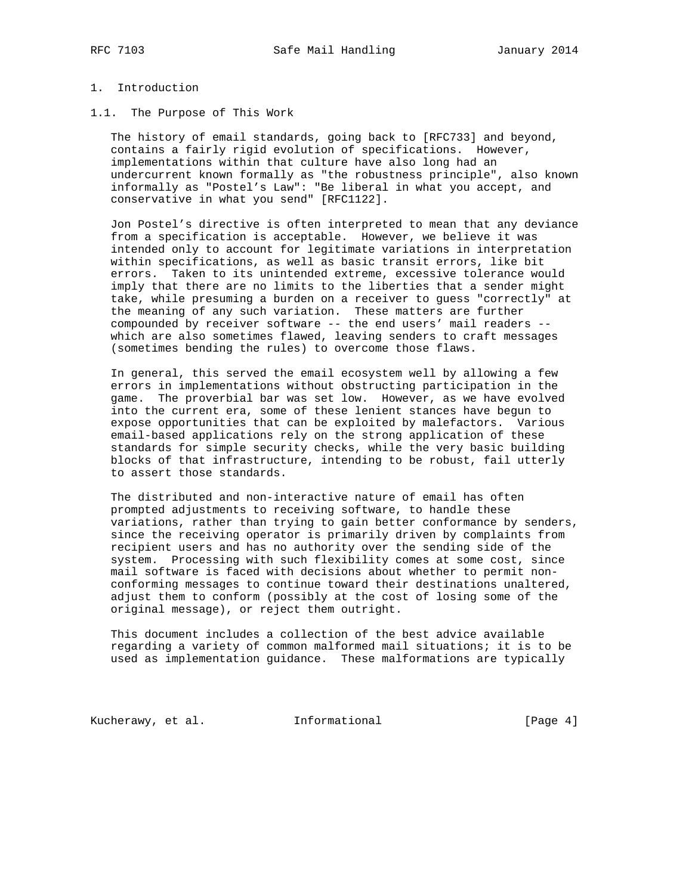# 1. Introduction

## 1.1. The Purpose of This Work

The history of email standards, going back to [RFC733] and beyond, contains a fairly rigid evolution of specifications. However, implementations within that culture have also long had an undercurrent known formally as "the robustness principle", also known informally as "Postel's Law": "Be liberal in what you accept, and conservative in what you send" [RFC1122].

Jon Postel's directive is often interpreted to mean that any deviance from a specification is acceptable. However, we believe it was intended only to account for legitimate variations in interpretation within specifications, as well as basic transit errors, like bit errors. Taken to its unintended extreme, excessive tolerance would imply that there are no limits to the liberties that a sender might take, while presuming a burden on a receiver to guess "correctly" at the meaning of any such variation. These matters are further compounded by receiver software -- the end users' mail readers -- which are also sometimes flawed, leaving senders to craft messages (sometimes bending the rules) to overcome those flaws.

In general, this served the email ecosystem well by allowing a few errors in implementations without obstructing participation in the game. The proverbial bar was set low. However, as we have evolved into the current era, some of these lenient stances have begun to expose opportunities that can be exploited by malefactors. Various email-based applications rely on the strong application of these standards for simple security checks, while the very basic building blocks of that infrastructure, intending to be robust, fail utterly to assert those standards.

The distributed and non-interactive nature of email has often prompted adjustments to receiving software, to handle these variations, rather than trying to gain better conformance by senders, since the receiving operator is primarily driven by complaints from recipient users and has no authority over the sending side of the system. Processing with such flexibility comes at some cost, since mail software is faced with decisions about whether to permit non-conforming messages to continue toward their destinations unaltered, adjust them to conform (possibly at the cost of losing some of the original message), or reject them outright.

This document includes a collection of the best advice available regarding a variety of common malformed mail situations; it is to be used as implementation guidance. These malformations are typically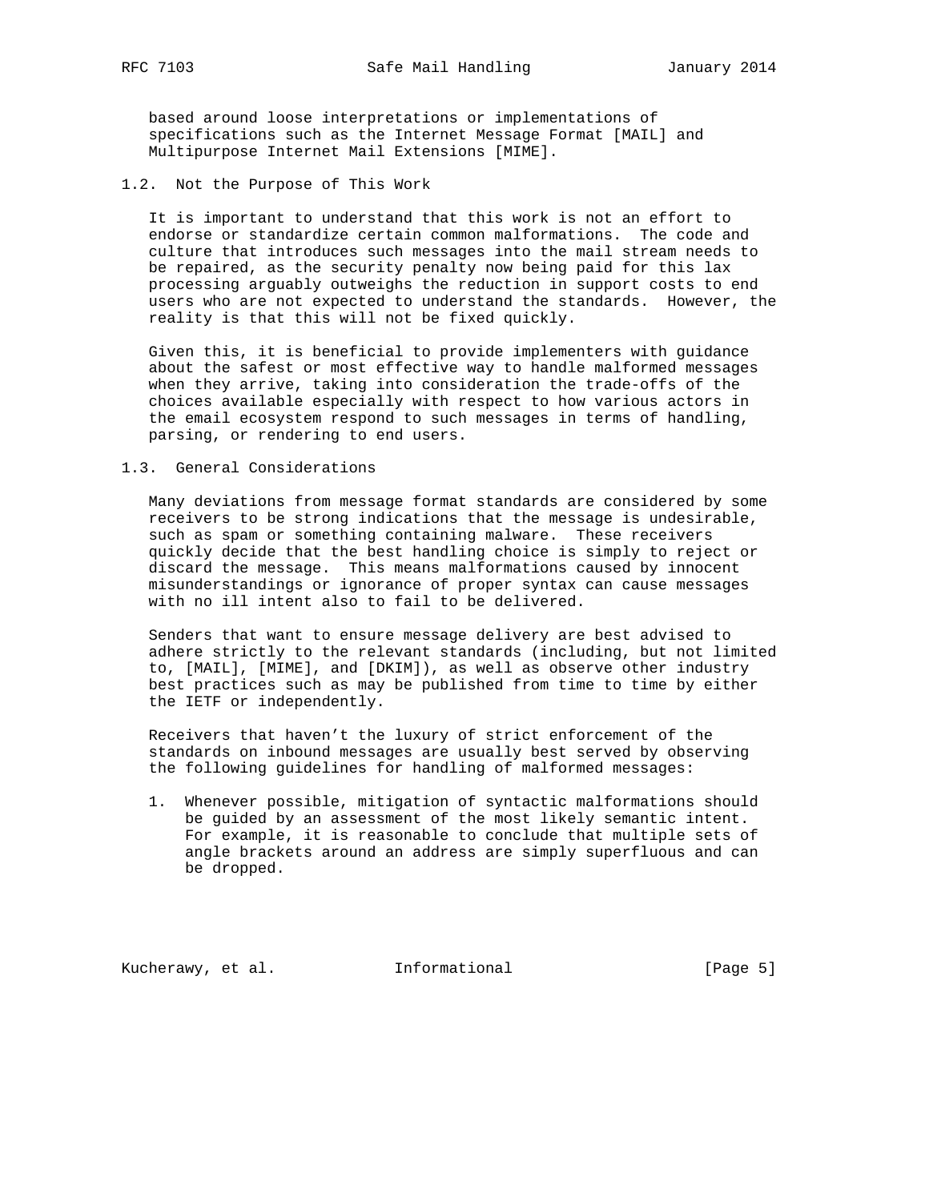based around loose interpretations or implementations of specifications such as the Internet Message Format [MAIL] and Multipurpose Internet Mail Extensions [MIME].

### 1.2. Not the Purpose of This Work

It is important to understand that this work is not an effort to endorse or standardize certain common malformations. The code and culture that introduces such messages into the mail stream needs to be repaired, as the security penalty now being paid for this lax processing arguably outweighs the reduction in support costs to end users who are not expected to understand the standards. However, the reality is that this will not be fixed quickly.

Given this, it is beneficial to provide implementers with guidance about the safest or most effective way to handle malformed messages when they arrive, taking into consideration the trade-offs of the choices available especially with respect to how various actors in the email ecosystem respond to such messages in terms of handling, parsing, or rendering to end users.

### 1.3. General Considerations

Many deviations from message format standards are considered by some receivers to be strong indications that the message is undesirable, such as spam or something containing malware. These receivers quickly decide that the best handling choice is simply to reject or discard the message. This means malformations caused by innocent misunderstandings or ignorance of proper syntax can cause messages with no ill intent also to fail to be delivered.

Senders that want to ensure message delivery are best advised to adhere strictly to the relevant standards (including, but not limited to, [MAIL], [MIME], and [DKIM]), as well as observe other industry best practices such as may be published from time to time by either the IETF or independently.

Receivers that haven't the luxury of strict enforcement of the standards on inbound messages are usually best served by observing the following guidelines for handling of malformed messages:

1. Whenever possible, mitigation of syntactic malformations should be guided by an assessment of the most likely semantic intent. For example, it is reasonable to conclude that multiple sets of angle brackets around an address are simply superfluous and can be dropped.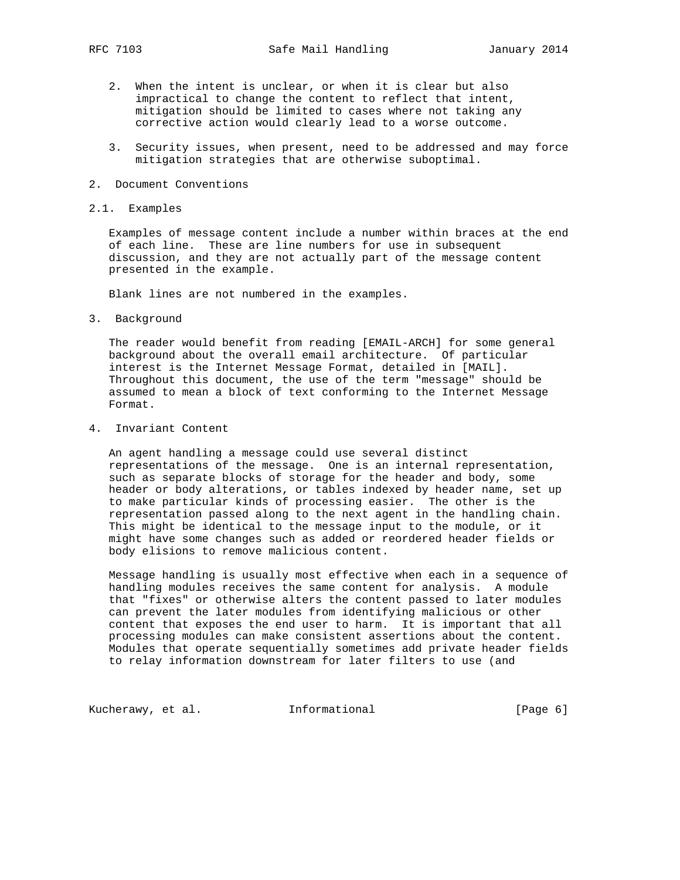2. When the intent is unclear, or when it is clear but also impractical to change the content to reflect that intent, mitigation should be limited to cases where not taking any corrective action would clearly lead to a worse outcome.

3. Security issues, when present, need to be addressed and may force mitigation strategies that are otherwise suboptimal.

## 2. Document Conventions

### 2.1. Examples

Examples of message content include a number within braces at the end of each line. These are line numbers for use in subsequent discussion, and they are not actually part of the message content presented in the example.

Blank lines are not numbered in the examples.

## 3. Background

The reader would benefit from reading [EMAIL-ARCH] for some general background about the overall email architecture. Of particular interest is the Internet Message Format, detailed in [MAIL]. Throughout this document, the use of the term "message" should be assumed to mean a block of text conforming to the Internet Message Format.

## 4. Invariant Content

An agent handling a message could use several distinct representations of the message. One is an internal representation, such as separate blocks of storage for the header and body, some header or body alterations, or tables indexed by header name, set up to make particular kinds of processing easier. The other is the representation passed along to the next agent in the handling chain. This might be identical to the message input to the module, or it might have some changes such as added or reordered header fields or body elisions to remove malicious content.

Message handling is usually most effective when each in a sequence of handling modules receives the same content for analysis. A module that "fixes" or otherwise alters the content passed to later modules can prevent the later modules from identifying malicious or other content that exposes the end user to harm. It is important that all processing modules can make consistent assertions about the content. Modules that operate sequentially sometimes add private header fields to relay information downstream for later filters to use (and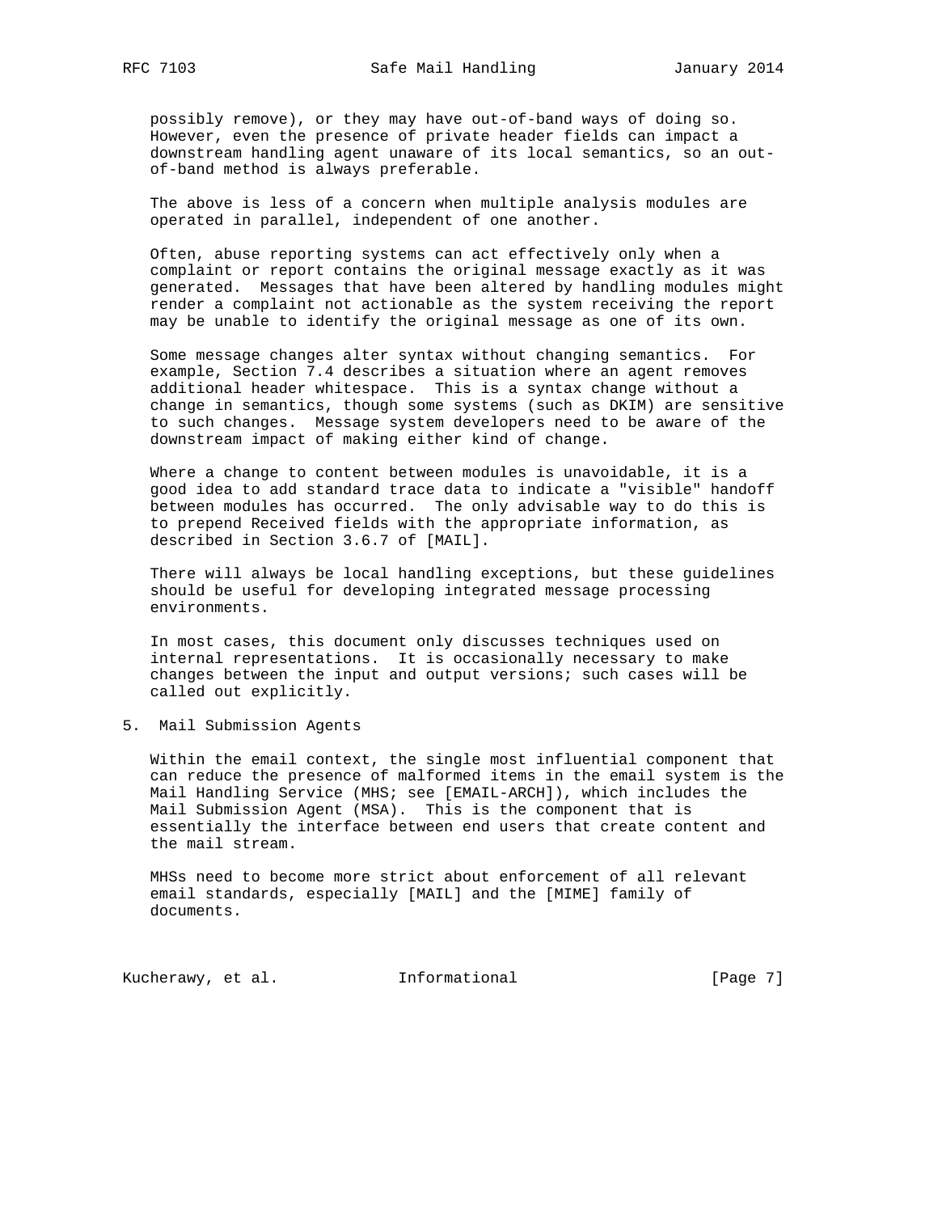possibly remove), or they may have out-of-band ways of doing so. However, even the presence of private header fields can impact a downstream handling agent unaware of its local semantics, so an out-of-band method is always preferable.

The above is less of a concern when multiple analysis modules are operated in parallel, independent of one another.

Often, abuse reporting systems can act effectively only when a complaint or report contains the original message exactly as it was generated. Messages that have been altered by handling modules might render a complaint not actionable as the system receiving the report may be unable to identify the original message as one of its own.

Some message changes alter syntax without changing semantics. For example, Section 7.4 describes a situation where an agent removes additional header whitespace. This is a syntax change without a change in semantics, though some systems (such as DKIM) are sensitive to such changes. Message system developers need to be aware of the downstream impact of making either kind of change.

Where a change to content between modules is unavoidable, it is a good idea to add standard trace data to indicate a "visible" handoff between modules has occurred. The only advisable way to do this is to prepend Received fields with the appropriate information, as described in Section 3.6.7 of [MAIL].

There will always be local handling exceptions, but these guidelines should be useful for developing integrated message processing environments.

In most cases, this document only discusses techniques used on internal representations. It is occasionally necessary to make changes between the input and output versions; such cases will be called out explicitly.

# 5. Mail Submission Agents

Within the email context, the single most influential component that can reduce the presence of malformed items in the email system is the Mail Handling Service (MHS; see [EMAIL-ARCH]), which includes the Mail Submission Agent (MSA). This is the component that is essentially the interface between end users that create content and the mail stream.

MHSs need to become more strict about enforcement of all relevant email standards, especially [MAIL] and the [MIME] family of documents.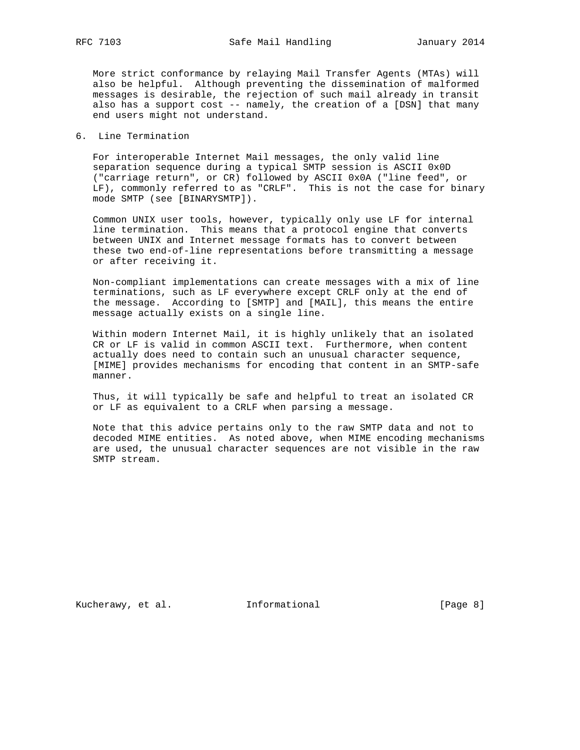More strict conformance by relaying Mail Transfer Agents (MTAs) will also be helpful. Although preventing the dissemination of malformed messages is desirable, the rejection of such mail already in transit also has a support cost -- namely, the creation of a [DSN] that many end users might not understand.

## 6. Line Termination

For interoperable Internet Mail messages, the only valid line separation sequence during a typical SMTP session is ASCII 0x0D ("carriage return", or CR) followed by ASCII 0x0A ("line feed", or LF), commonly referred to as "CRLF". This is not the case for binary mode SMTP (see [BINARYSMTP]).

Common UNIX user tools, however, typically only use LF for internal line termination. This means that a protocol engine that converts between UNIX and Internet message formats has to convert between these two end-of-line representations before transmitting a message or after receiving it.

Non-compliant implementations can create messages with a mix of line terminations, such as LF everywhere except CRLF only at the end of the message. According to [SMTP] and [MAIL], this means the entire message actually exists on a single line.

Within modern Internet Mail, it is highly unlikely that an isolated CR or LF is valid in common ASCII text. Furthermore, when content actually does need to contain such an unusual character sequence, [MIME] provides mechanisms for encoding that content in an SMTP-safe manner.

Thus, it will typically be safe and helpful to treat an isolated CR or LF as equivalent to a CRLF when parsing a message.

Note that this advice pertains only to the raw SMTP data and not to decoded MIME entities. As noted above, when MIME encoding mechanisms are used, the unusual character sequences are not visible in the raw SMTP stream.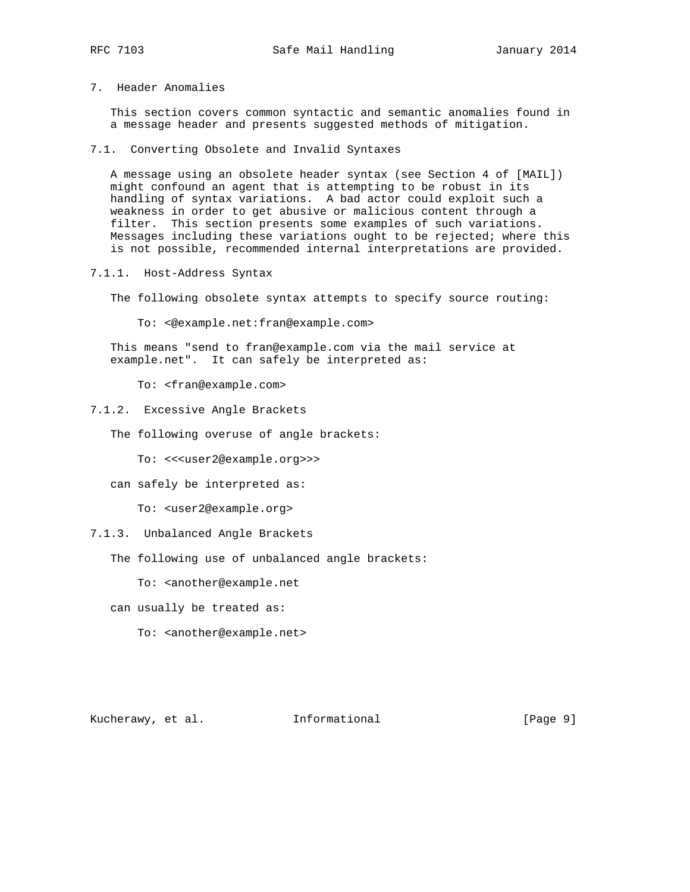# 7. Header Anomalies

This section covers common syntactic and semantic anomalies found in a message header and presents suggested methods of mitigation.

## 7.1. Converting Obsolete and Invalid Syntaxes

A message using an obsolete header syntax (see Section 4 of [MAIL]) might confound an agent that is attempting to be robust in its handling of syntax variations. A bad actor could exploit such a weakness in order to get abusive or malicious content through a filter. This section presents some examples of such variations. Messages including these variations ought to be rejected; where this is not possible, recommended internal interpretations are provided.

### 7.1.1. Host-Address Syntax

The following obsolete syntax attempts to specify source routing:

```
To: <@example.net:fran@example.com>
```

This means "send to fran@example.com via the mail service at example.net". It can safely be interpreted as:

```
To: <fran@example.com>
```

### 7.1.2. Excessive Angle Brackets

The following overuse of angle brackets:

```
To: <<<user2@example.org>>>
```

can safely be interpreted as:

```
To: <user2@example.org>
```

### 7.1.3. Unbalanced Angle Brackets

The following use of unbalanced angle brackets:

```
To: <another@example.net
```

can usually be treated as:

```
To: <another@example.net>
```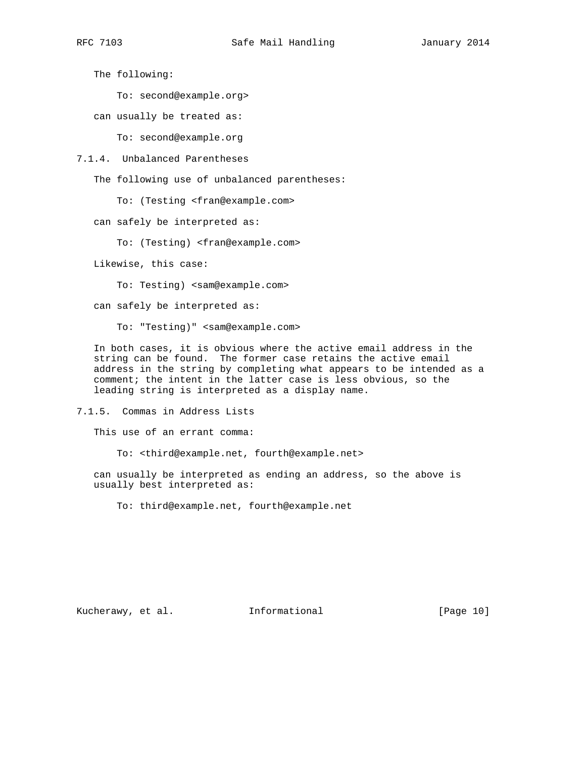The following:

```
To: second@example.org>
```

can usually be treated as:

```
To: second@example.org
```

#### 7.1.4. Unbalanced Parentheses

The following use of unbalanced parentheses:

```
To: (Testing <fran@example.com>
```

can safely be interpreted as:

```
To: (Testing) <fran@example.com>
```

Likewise, this case:

```
To: Testing) <sam@example.com>
```

can safely be interpreted as:

```
To: "Testing)" <sam@example.com>
```

In both cases, it is obvious where the active email address in the string can be found. The former case retains the active email address in the string by completing what appears to be intended as a comment; the intent in the latter case is less obvious, so the leading string is interpreted as a display name.

#### 7.1.5. Commas in Address Lists

This use of an errant comma:

```
To: <third@example.net, fourth@example.net>
```

can usually be interpreted as ending an address, so the above is usually best interpreted as:

```
To: third@example.net, fourth@example.net
```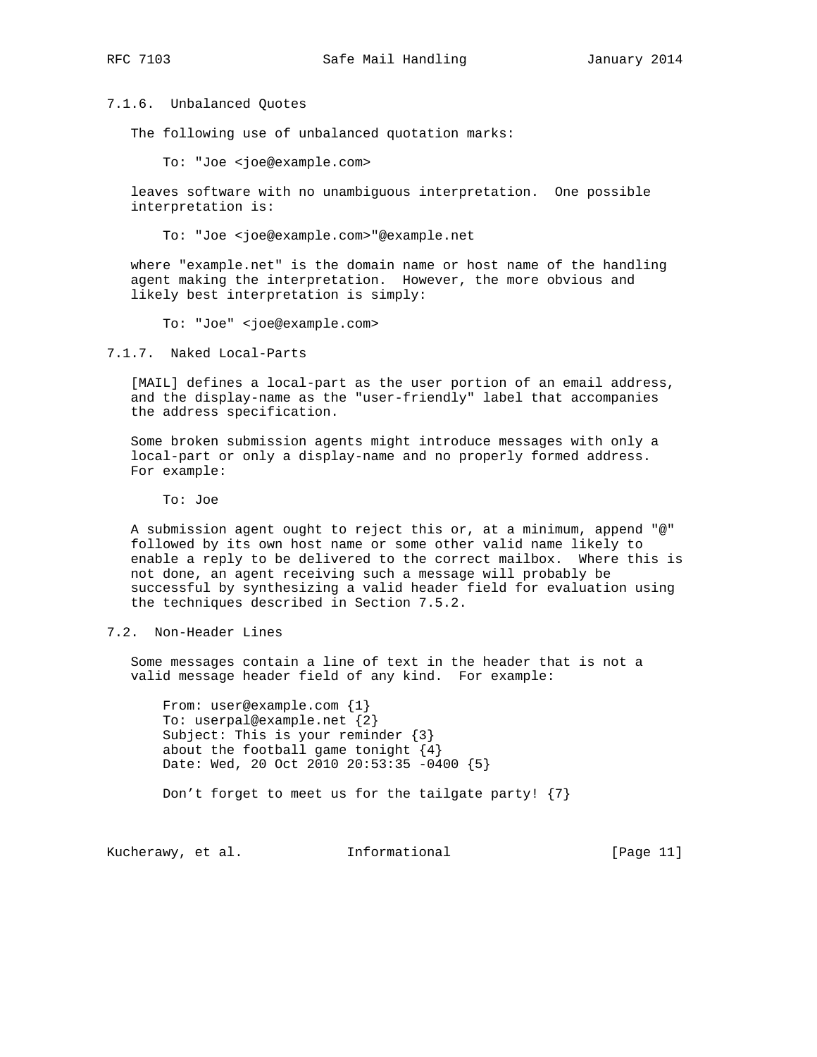#### 7.1.6. Unbalanced Quotes

The following use of unbalanced quotation marks:

```
To: "Joe <joe@example.com>
```

leaves software with no unambiguous interpretation. One possible interpretation is:

```
To: "Joe <joe@example.com>"@example.net
```

where "example.net" is the domain name or host name of the handling agent making the interpretation. However, the more obvious and likely best interpretation is simply:

```
To: "Joe" <joe@example.com>
```

#### 7.1.7. Naked Local-Parts

[MAIL] defines a local-part as the user portion of an email address, and the display-name as the "user-friendly" label that accompanies the address specification.

Some broken submission agents might introduce messages with only a local-part or only a display-name and no properly formed address. For example:

```
To: Joe
```

A submission agent ought to reject this or, at a minimum, append "@" followed by its own host name or some other valid name likely to enable a reply to be delivered to the correct mailbox. Where this is not done, an agent receiving such a message will probably be successful by synthesizing a valid header field for evaluation using the techniques described in Section 7.5.2.

### 7.2. Non-Header Lines

Some messages contain a line of text in the header that is not a valid message header field of any kind. For example:

```
From: user@example.com {1}
To: userpal@example.net {2}
Subject: This is your reminder {3}
about the football game tonight {4}
Date: Wed, 20 Oct 2010 20:53:35 -0400 {5}

Don't forget to meet us for the tailgate party! {7}
```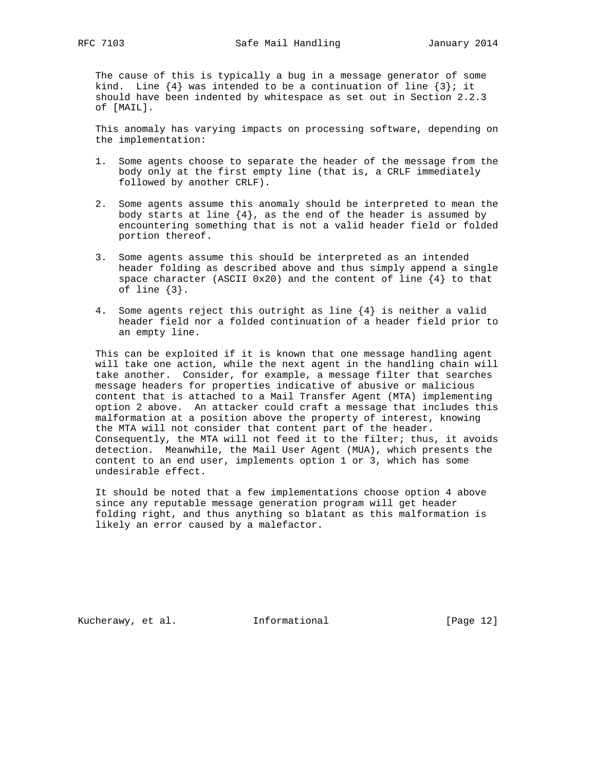The cause of this is typically a bug in a message generator of some kind. Line {4} was intended to be a continuation of line {3}; it should have been indented by whitespace as set out in Section 2.2.3 of [MAIL].

This anomaly has varying impacts on processing software, depending on the implementation:

1. Some agents choose to separate the header of the message from the body only at the first empty line (that is, a CRLF immediately followed by another CRLF).

2. Some agents assume this anomaly should be interpreted to mean the body starts at line {4}, as the end of the header is assumed by encountering something that is not a valid header field or folded portion thereof.

3. Some agents assume this should be interpreted as an intended header folding as described above and thus simply append a single space character (ASCII 0x20) and the content of line {4} to that of line {3}.

4. Some agents reject this outright as line {4} is neither a valid header field nor a folded continuation of a header field prior to an empty line.

This can be exploited if it is known that one message handling agent will take one action, while the next agent in the handling chain will take another. Consider, for example, a message filter that searches message headers for properties indicative of abusive or malicious content that is attached to a Mail Transfer Agent (MTA) implementing option 2 above. An attacker could craft a message that includes this malformation at a position above the property of interest, knowing the MTA will not consider that content part of the header. Consequently, the MTA will not feed it to the filter; thus, it avoids detection. Meanwhile, the Mail User Agent (MUA), which presents the content to an end user, implements option 1 or 3, which has some undesirable effect.

It should be noted that a few implementations choose option 4 above since any reputable message generation program will get header folding right, and thus anything so blatant as this malformation is likely an error caused by a malefactor.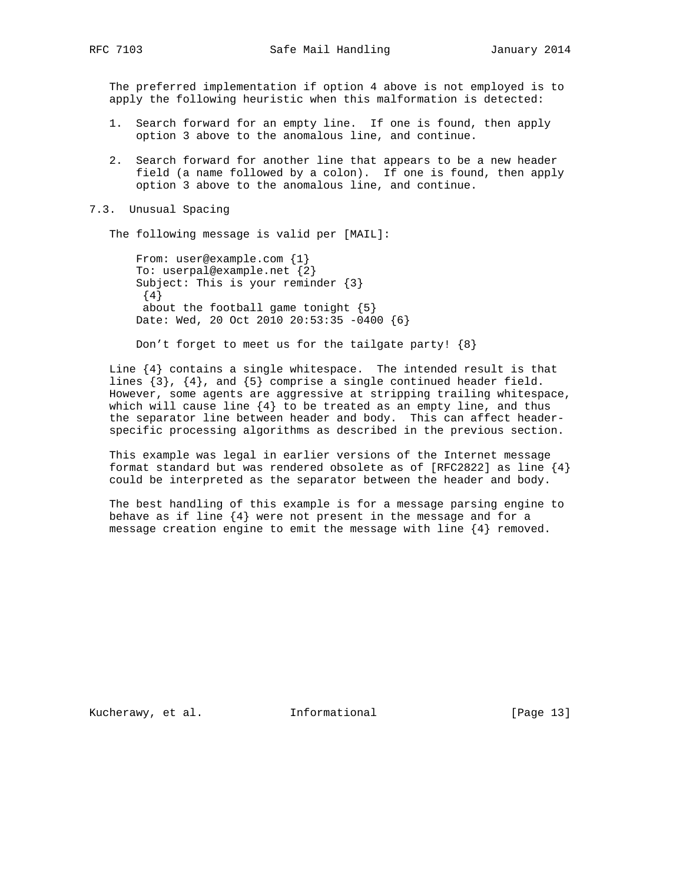The preferred implementation if option 4 above is not employed is to apply the following heuristic when this malformation is detected:

1. Search forward for an empty line. If one is found, then apply option 3 above to the anomalous line, and continue.

2. Search forward for another line that appears to be a new header field (a name followed by a colon). If one is found, then apply option 3 above to the anomalous line, and continue.

### 7.3. Unusual Spacing

The following message is valid per [MAIL]:

```
From: user@example.com {1}
To: userpal@example.net {2}
Subject: This is your reminder {3}
 {4}
 about the football game tonight {5}
Date: Wed, 20 Oct 2010 20:53:35 -0400 {6}

Don't forget to meet us for the tailgate party! {8}
```

Line {4} contains a single whitespace. The intended result is that lines {3}, {4}, and {5} comprise a single continued header field. However, some agents are aggressive at stripping trailing whitespace, which will cause line {4} to be treated as an empty line, and thus the separator line between header and body. This can affect header-specific processing algorithms as described in the previous section.

This example was legal in earlier versions of the Internet message format standard but was rendered obsolete as of [RFC2822] as line {4} could be interpreted as the separator between the header and body.

The best handling of this example is for a message parsing engine to behave as if line {4} were not present in the message and for a message creation engine to emit the message with line {4} removed.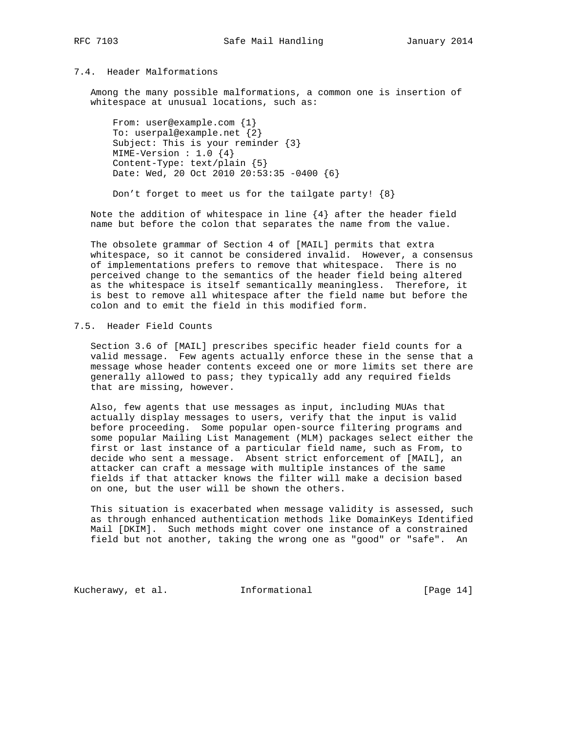### 7.4. Header Malformations

Among the many possible malformations, a common one is insertion of whitespace at unusual locations, such as:

```
From: user@example.com {1}
To: userpal@example.net {2}
Subject: This is your reminder {3}
MIME-Version : 1.0 {4}
Content-Type: text/plain {5}
Date: Wed, 20 Oct 2010 20:53:35 -0400 {6}

Don't forget to meet us for the tailgate party! {8}
```

Note the addition of whitespace in line {4} after the header field name but before the colon that separates the name from the value.

The obsolete grammar of Section 4 of [MAIL] permits that extra whitespace, so it cannot be considered invalid. However, a consensus of implementations prefers to remove that whitespace. There is no perceived change to the semantics of the header field being altered as the whitespace is itself semantically meaningless. Therefore, it is best to remove all whitespace after the field name but before the colon and to emit the field in this modified form.

### 7.5. Header Field Counts

Section 3.6 of [MAIL] prescribes specific header field counts for a valid message. Few agents actually enforce these in the sense that a message whose header contents exceed one or more limits set there are generally allowed to pass; they typically add any required fields that are missing, however.

Also, few agents that use messages as input, including MUAs that actually display messages to users, verify that the input is valid before proceeding. Some popular open-source filtering programs and some popular Mailing List Management (MLM) packages select either the first or last instance of a particular field name, such as From, to decide who sent a message. Absent strict enforcement of [MAIL], an attacker can craft a message with multiple instances of the same fields if that attacker knows the filter will make a decision based on one, but the user will be shown the others.

This situation is exacerbated when message validity is assessed, such as through enhanced authentication methods like DomainKeys Identified Mail [DKIM]. Such methods might cover one instance of a constrained field but not another, taking the wrong one as "good" or "safe". An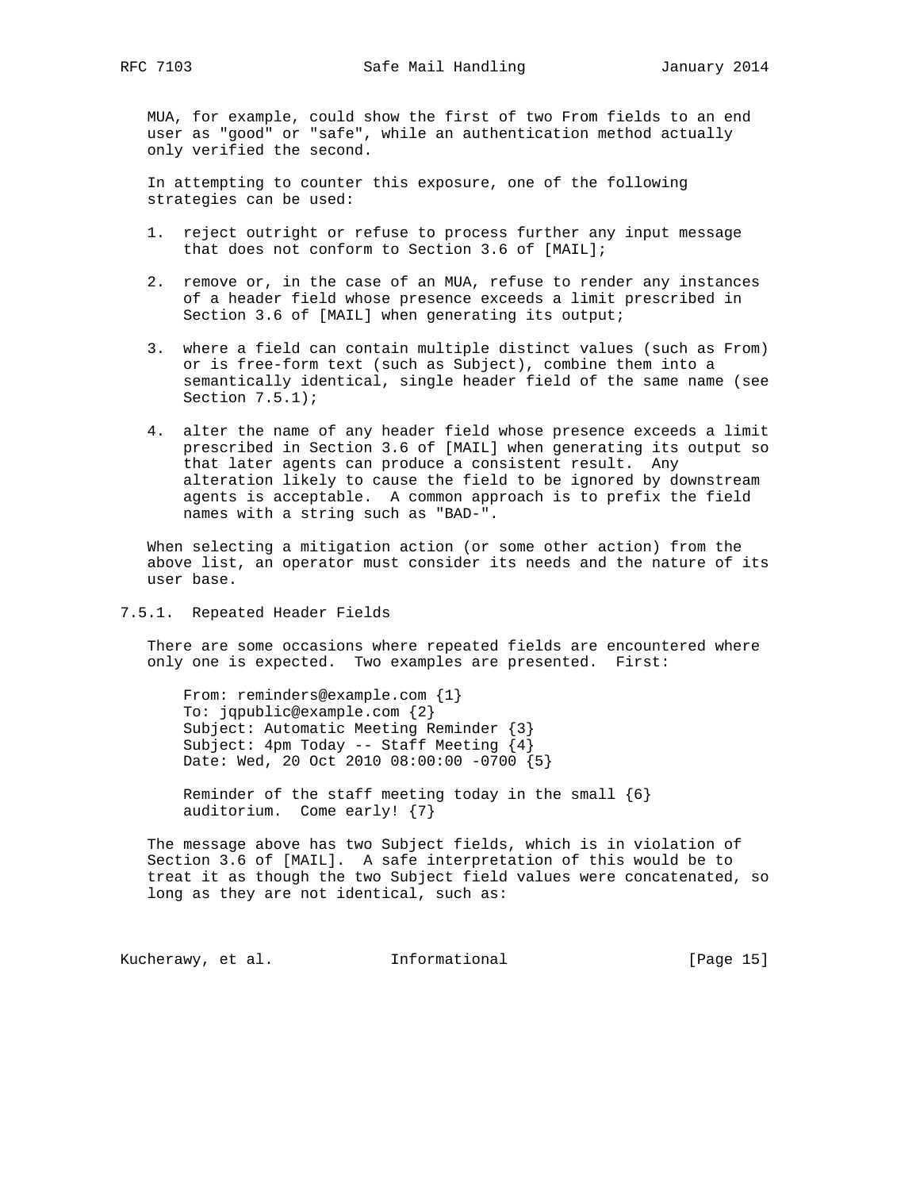MUA, for example, could show the first of two From fields to an end user as "good" or "safe", while an authentication method actually only verified the second.

In attempting to counter this exposure, one of the following strategies can be used:

1. reject outright or refuse to process further any input message that does not conform to Section 3.6 of [MAIL];

2. remove or, in the case of an MUA, refuse to render any instances of a header field whose presence exceeds a limit prescribed in Section 3.6 of [MAIL] when generating its output;

3. where a field can contain multiple distinct values (such as From) or is free-form text (such as Subject), combine them into a semantically identical, single header field of the same name (see Section 7.5.1);

4. alter the name of any header field whose presence exceeds a limit prescribed in Section 3.6 of [MAIL] when generating its output so that later agents can produce a consistent result. Any alteration likely to cause the field to be ignored by downstream agents is acceptable. A common approach is to prefix the field names with a string such as "BAD-".

When selecting a mitigation action (or some other action) from the above list, an operator must consider its needs and the nature of its user base.

### 7.5.1. Repeated Header Fields

There are some occasions where repeated fields are encountered where only one is expected. Two examples are presented. First:

```
From: reminders@example.com {1}
To: jqpublic@example.com {2}
Subject: Automatic Meeting Reminder {3}
Subject: 4pm Today -- Staff Meeting {4}
Date: Wed, 20 Oct 2010 08:00:00 -0700 {5}

Reminder of the staff meeting today in the small {6}
auditorium.  Come early! {7}
```

The message above has two Subject fields, which is in violation of Section 3.6 of [MAIL]. A safe interpretation of this would be to treat it as though the two Subject field values were concatenated, so long as they are not identical, such as: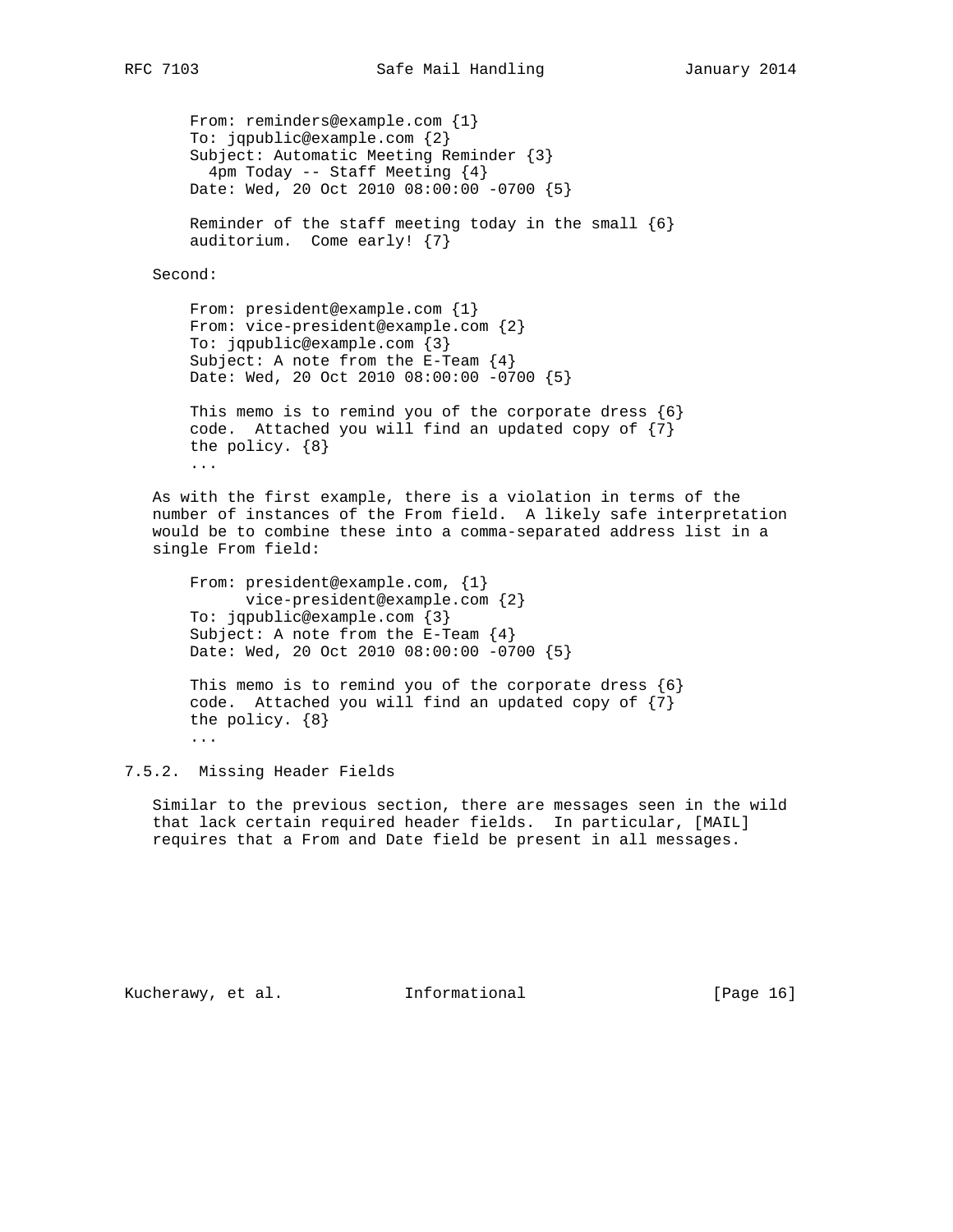```
From: reminders@example.com {1}
To: jqpublic@example.com {2}
Subject: Automatic Meeting Reminder {3}
  4pm Today -- Staff Meeting {4}
Date: Wed, 20 Oct 2010 08:00:00 -0700 {5}

Reminder of the staff meeting today in the small {6}
auditorium.  Come early! {7}
```

Second:

```
From: president@example.com {1}
From: vice-president@example.com {2}
To: jqpublic@example.com {3}
Subject: A note from the E-Team {4}
Date: Wed, 20 Oct 2010 08:00:00 -0700 {5}

This memo is to remind you of the corporate dress {6}
code.  Attached you will find an updated copy of {7}
the policy. {8}
...
```

As with the first example, there is a violation in terms of the number of instances of the From field. A likely safe interpretation would be to combine these into a comma-separated address list in a single From field:

```
From: president@example.com, {1}
      vice-president@example.com {2}
To: jqpublic@example.com {3}
Subject: A note from the E-Team {4}
Date: Wed, 20 Oct 2010 08:00:00 -0700 {5}

This memo is to remind you of the corporate dress {6}
code.  Attached you will find an updated copy of {7}
the policy. {8}
...
```

#### 7.5.2. Missing Header Fields

Similar to the previous section, there are messages seen in the wild that lack certain required header fields. In particular, [MAIL] requires that a From and Date field be present in all messages.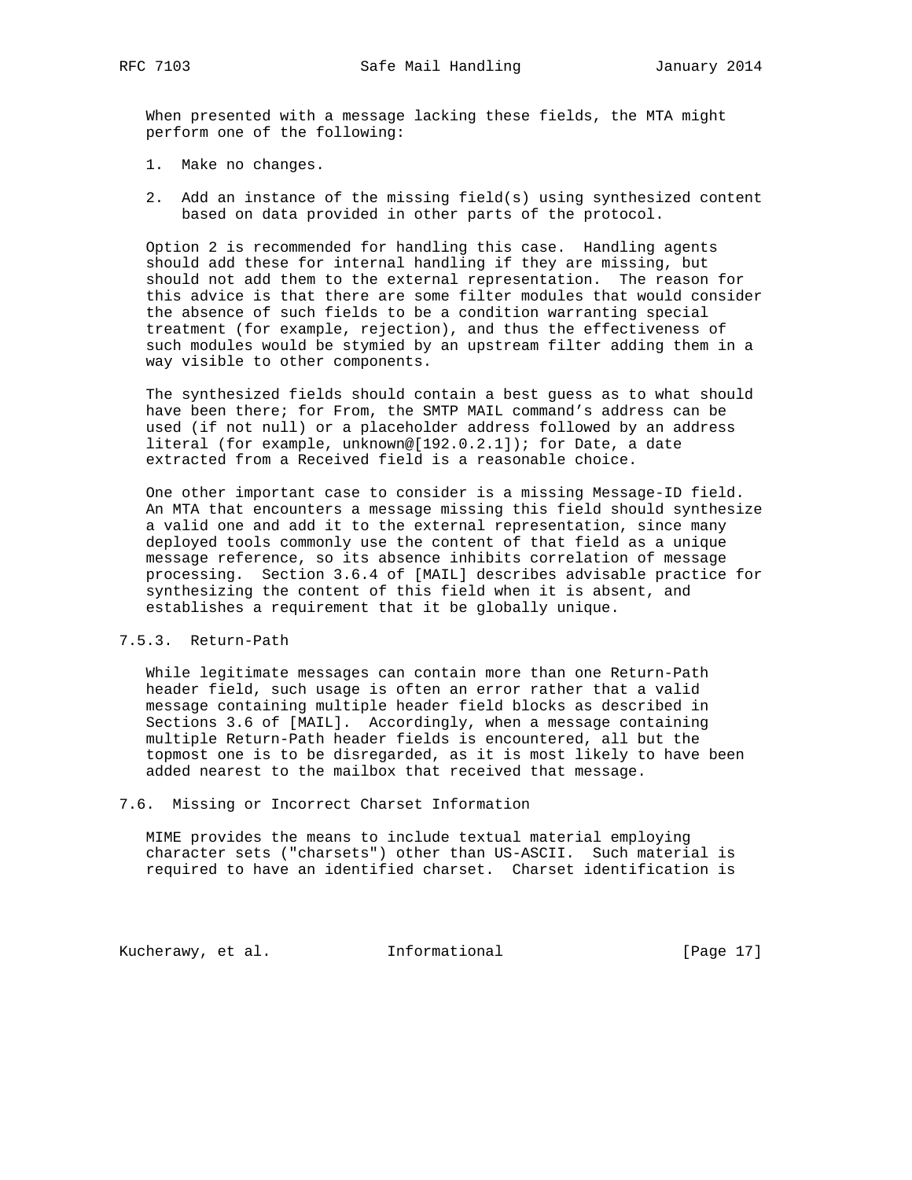When presented with a message lacking these fields, the MTA might perform one of the following:

1. Make no changes.

2. Add an instance of the missing field(s) using synthesized content based on data provided in other parts of the protocol.

Option 2 is recommended for handling this case. Handling agents should add these for internal handling if they are missing, but should not add them to the external representation. The reason for this advice is that there are some filter modules that would consider the absence of such fields to be a condition warranting special treatment (for example, rejection), and thus the effectiveness of such modules would be stymied by an upstream filter adding them in a way visible to other components.

The synthesized fields should contain a best guess as to what should have been there; for From, the SMTP MAIL command's address can be used (if not null) or a placeholder address followed by an address literal (for example, unknown@[192.0.2.1]); for Date, a date extracted from a Received field is a reasonable choice.

One other important case to consider is a missing Message-ID field. An MTA that encounters a message missing this field should synthesize a valid one and add it to the external representation, since many deployed tools commonly use the content of that field as a unique message reference, so its absence inhibits correlation of message processing. Section 3.6.4 of [MAIL] describes advisable practice for synthesizing the content of this field when it is absent, and establishes a requirement that it be globally unique.

### 7.5.3. Return-Path

While legitimate messages can contain more than one Return-Path header field, such usage is often an error rather that a valid message containing multiple header field blocks as described in Sections 3.6 of [MAIL]. Accordingly, when a message containing multiple Return-Path header fields is encountered, all but the topmost one is to be disregarded, as it is most likely to have been added nearest to the mailbox that received that message.

## 7.6. Missing or Incorrect Charset Information

MIME provides the means to include textual material employing character sets ("charsets") other than US-ASCII. Such material is required to have an identified charset. Charset identification is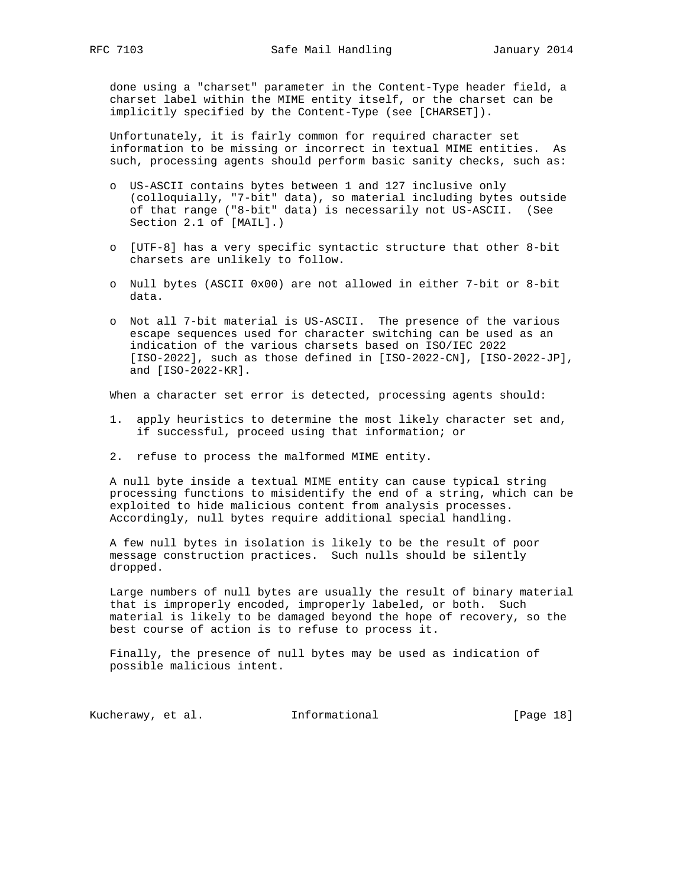done using a "charset" parameter in the Content-Type header field, a charset label within the MIME entity itself, or the charset can be implicitly specified by the Content-Type (see [CHARSET]).

Unfortunately, it is fairly common for required character set information to be missing or incorrect in textual MIME entities. As such, processing agents should perform basic sanity checks, such as:

- US-ASCII contains bytes between 1 and 127 inclusive only (colloquially, "7-bit" data), so material including bytes outside of that range ("8-bit" data) is necessarily not US-ASCII. (See Section 2.1 of [MAIL].)
- [UTF-8] has a very specific syntactic structure that other 8-bit charsets are unlikely to follow.
- Null bytes (ASCII 0x00) are not allowed in either 7-bit or 8-bit data.
- Not all 7-bit material is US-ASCII. The presence of the various escape sequences used for character switching can be used as an indication of the various charsets based on ISO/IEC 2022 [ISO-2022], such as those defined in [ISO-2022-CN], [ISO-2022-JP], and [ISO-2022-KR].

When a character set error is detected, processing agents should:

1. apply heuristics to determine the most likely character set and, if successful, proceed using that information; or
2. refuse to process the malformed MIME entity.

A null byte inside a textual MIME entity can cause typical string processing functions to misidentify the end of a string, which can be exploited to hide malicious content from analysis processes. Accordingly, null bytes require additional special handling.

A few null bytes in isolation is likely to be the result of poor message construction practices. Such nulls should be silently dropped.

Large numbers of null bytes are usually the result of binary material that is improperly encoded, improperly labeled, or both. Such material is likely to be damaged beyond the hope of recovery, so the best course of action is to refuse to process it.

Finally, the presence of null bytes may be used as indication of possible malicious intent.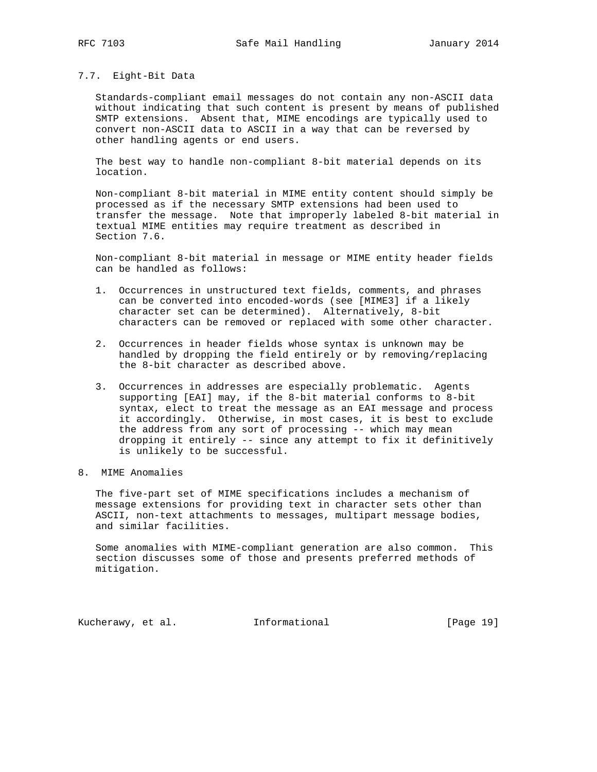## 7.7. Eight-Bit Data

Standards-compliant email messages do not contain any non-ASCII data without indicating that such content is present by means of published SMTP extensions. Absent that, MIME encodings are typically used to convert non-ASCII data to ASCII in a way that can be reversed by other handling agents or end users.

The best way to handle non-compliant 8-bit material depends on its location.

Non-compliant 8-bit material in MIME entity content should simply be processed as if the necessary SMTP extensions had been used to transfer the message. Note that improperly labeled 8-bit material in textual MIME entities may require treatment as described in Section 7.6.

Non-compliant 8-bit material in message or MIME entity header fields can be handled as follows:

1. Occurrences in unstructured text fields, comments, and phrases can be converted into encoded-words (see [MIME3] if a likely character set can be determined). Alternatively, 8-bit characters can be removed or replaced with some other character.

2. Occurrences in header fields whose syntax is unknown may be handled by dropping the field entirely or by removing/replacing the 8-bit character as described above.

3. Occurrences in addresses are especially problematic. Agents supporting [EAI] may, if the 8-bit material conforms to 8-bit syntax, elect to treat the message as an EAI message and process it accordingly. Otherwise, in most cases, it is best to exclude the address from any sort of processing -- which may mean dropping it entirely -- since any attempt to fix it definitively is unlikely to be successful.

# 8. MIME Anomalies

The five-part set of MIME specifications includes a mechanism of message extensions for providing text in character sets other than ASCII, non-text attachments to messages, multipart message bodies, and similar facilities.

Some anomalies with MIME-compliant generation are also common. This section discusses some of those and presents preferred methods of mitigation.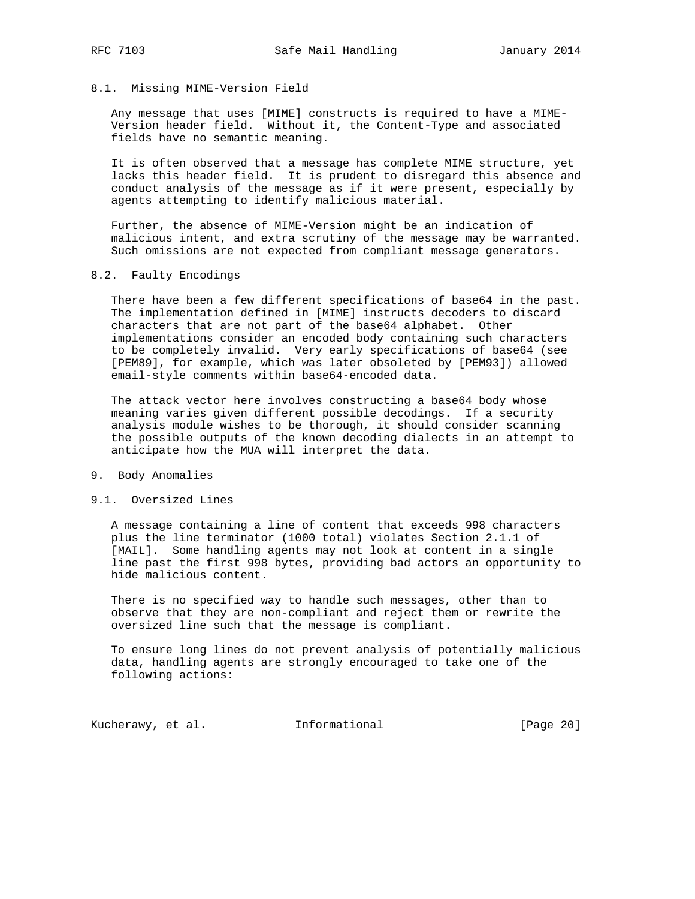### 8.1. Missing MIME-Version Field

Any message that uses [MIME] constructs is required to have a MIME-Version header field. Without it, the Content-Type and associated fields have no semantic meaning.

It is often observed that a message has complete MIME structure, yet lacks this header field. It is prudent to disregard this absence and conduct analysis of the message as if it were present, especially by agents attempting to identify malicious material.

Further, the absence of MIME-Version might be an indication of malicious intent, and extra scrutiny of the message may be warranted. Such omissions are not expected from compliant message generators.

### 8.2. Faulty Encodings

There have been a few different specifications of base64 in the past. The implementation defined in [MIME] instructs decoders to discard characters that are not part of the base64 alphabet. Other implementations consider an encoded body containing such characters to be completely invalid. Very early specifications of base64 (see [PEM89], for example, which was later obsoleted by [PEM93]) allowed email-style comments within base64-encoded data.

The attack vector here involves constructing a base64 body whose meaning varies given different possible decodings. If a security analysis module wishes to be thorough, it should consider scanning the possible outputs of the known decoding dialects in an attempt to anticipate how the MUA will interpret the data.

## 9. Body Anomalies

### 9.1. Oversized Lines

A message containing a line of content that exceeds 998 characters plus the line terminator (1000 total) violates Section 2.1.1 of [MAIL]. Some handling agents may not look at content in a single line past the first 998 bytes, providing bad actors an opportunity to hide malicious content.

There is no specified way to handle such messages, other than to observe that they are non-compliant and reject them or rewrite the oversized line such that the message is compliant.

To ensure long lines do not prevent analysis of potentially malicious data, handling agents are strongly encouraged to take one of the following actions: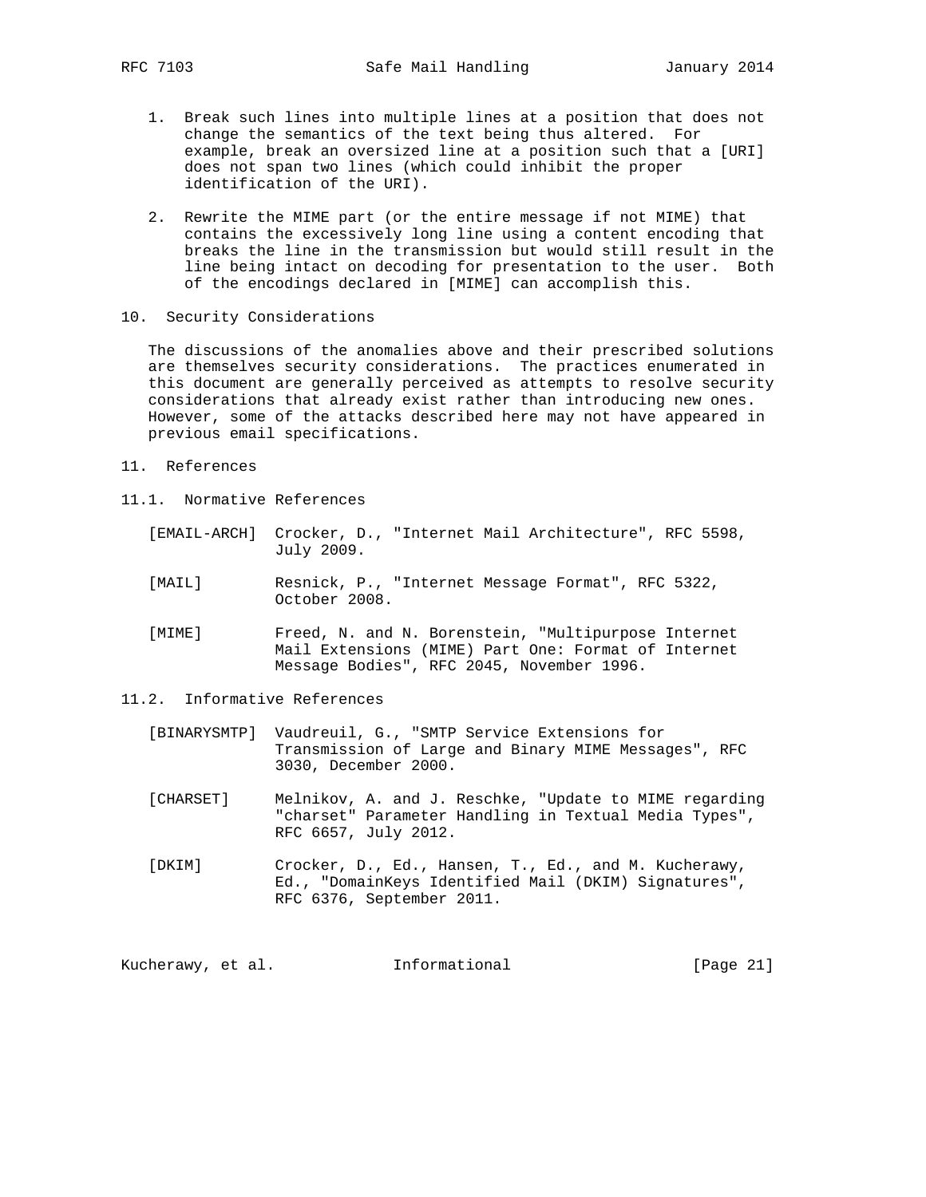1. Break such lines into multiple lines at a position that does not change the semantics of the text being thus altered. For example, break an oversized line at a position such that a [URI] does not span two lines (which could inhibit the proper identification of the URI).

2. Rewrite the MIME part (or the entire message if not MIME) that contains the excessively long line using a content encoding that breaks the line in the transmission but would still result in the line being intact on decoding for presentation to the user. Both of the encodings declared in [MIME] can accomplish this.

## 10. Security Considerations

The discussions of the anomalies above and their prescribed solutions are themselves security considerations. The practices enumerated in this document are generally perceived as attempts to resolve security considerations that already exist rather than introducing new ones. However, some of the attacks described here may not have appeared in previous email specifications.

## 11. References

### 11.1. Normative References

[EMAIL-ARCH] Crocker, D., "Internet Mail Architecture", RFC 5598, July 2009.

[MAIL] Resnick, P., "Internet Message Format", RFC 5322, October 2008.

[MIME] Freed, N. and N. Borenstein, "Multipurpose Internet Mail Extensions (MIME) Part One: Format of Internet Message Bodies", RFC 2045, November 1996.

### 11.2. Informative References

[BINARYSMTP] Vaudreuil, G., "SMTP Service Extensions for Transmission of Large and Binary MIME Messages", RFC 3030, December 2000.

[CHARSET] Melnikov, A. and J. Reschke, "Update to MIME regarding "charset" Parameter Handling in Textual Media Types", RFC 6657, July 2012.

[DKIM] Crocker, D., Ed., Hansen, T., Ed., and M. Kucherawy, Ed., "DomainKeys Identified Mail (DKIM) Signatures", RFC 6376, September 2011.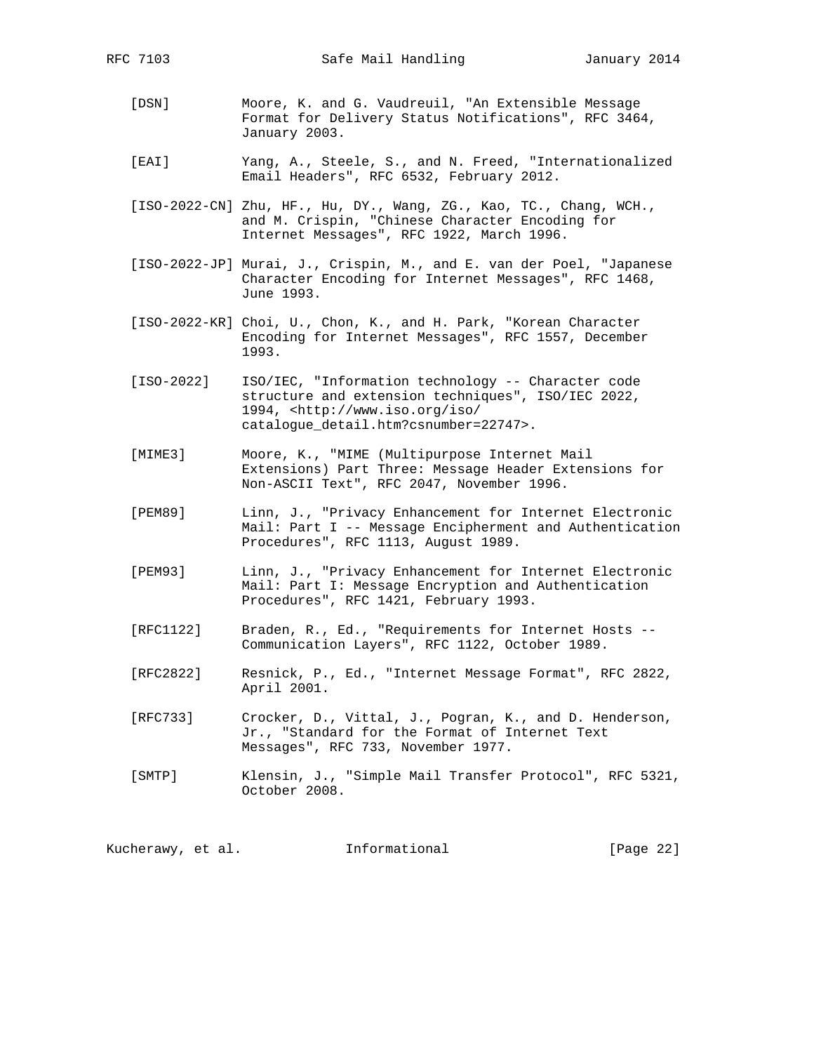[DSN] Moore, K. and G. Vaudreuil, "An Extensible Message Format for Delivery Status Notifications", RFC 3464, January 2003.

[EAI] Yang, A., Steele, S., and N. Freed, "Internationalized Email Headers", RFC 6532, February 2012.

[ISO-2022-CN] Zhu, HF., Hu, DY., Wang, ZG., Kao, TC., Chang, WCH., and M. Crispin, "Chinese Character Encoding for Internet Messages", RFC 1922, March 1996.

[ISO-2022-JP] Murai, J., Crispin, M., and E. van der Poel, "Japanese Character Encoding for Internet Messages", RFC 1468, June 1993.

[ISO-2022-KR] Choi, U., Chon, K., and H. Park, "Korean Character Encoding for Internet Messages", RFC 1557, December 1993.

[ISO-2022] ISO/IEC, "Information technology -- Character code structure and extension techniques", ISO/IEC 2022, 1994, <http://www.iso.org/iso/catalogue_detail.htm?csnumber=22747>.

[MIME3] Moore, K., "MIME (Multipurpose Internet Mail Extensions) Part Three: Message Header Extensions for Non-ASCII Text", RFC 2047, November 1996.

[PEM89] Linn, J., "Privacy Enhancement for Internet Electronic Mail: Part I -- Message Encipherment and Authentication Procedures", RFC 1113, August 1989.

[PEM93] Linn, J., "Privacy Enhancement for Internet Electronic Mail: Part I: Message Encryption and Authentication Procedures", RFC 1421, February 1993.

[RFC1122] Braden, R., Ed., "Requirements for Internet Hosts -- Communication Layers", RFC 1122, October 1989.

[RFC2822] Resnick, P., Ed., "Internet Message Format", RFC 2822, April 2001.

[RFC733] Crocker, D., Vittal, J., Pogran, K., and D. Henderson, Jr., "Standard for the Format of Internet Text Messages", RFC 733, November 1977.

[SMTP] Klensin, J., "Simple Mail Transfer Protocol", RFC 5321, October 2008.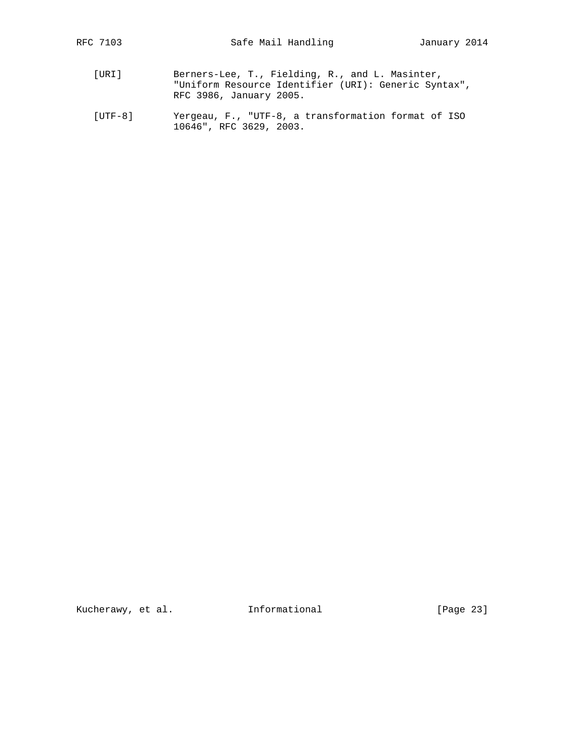[URI] Berners-Lee, T., Fielding, R., and L. Masinter, "Uniform Resource Identifier (URI): Generic Syntax", RFC 3986, January 2005.

[UTF-8] Yergeau, F., "UTF-8, a transformation format of ISO 10646", RFC 3629, 2003.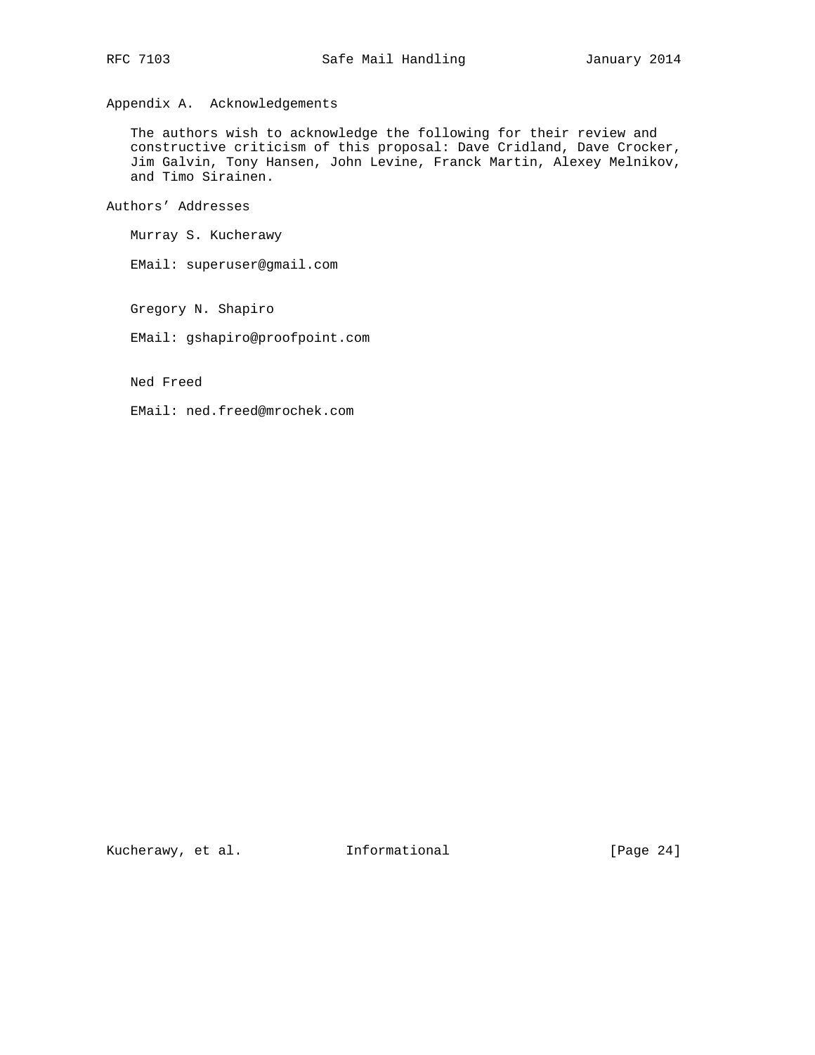## Appendix A. Acknowledgements

The authors wish to acknowledge the following for their review and constructive criticism of this proposal: Dave Cridland, Dave Crocker, Jim Galvin, Tony Hansen, John Levine, Franck Martin, Alexey Melnikov, and Timo Sirainen.

## Authors' Addresses

Murray S. Kucherawy

EMail: superuser@gmail.com

Gregory N. Shapiro

EMail: gshapiro@proofpoint.com

Ned Freed

EMail: ned.freed@mrochek.com